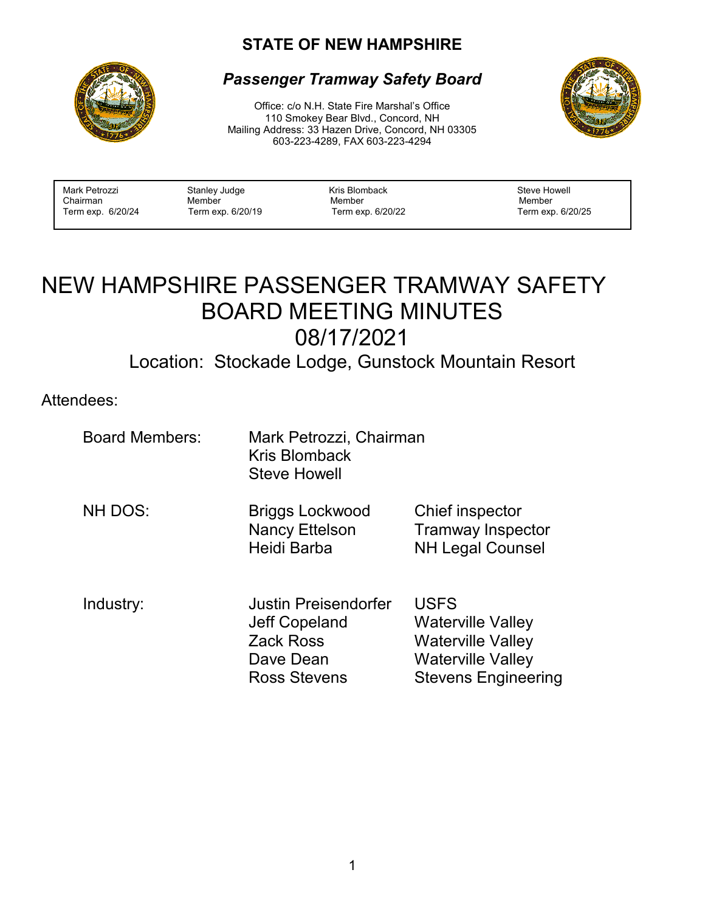**STATE OF NEW HAMPSHIRE**

***Passenger Tramway Safety Board***

Office: c/o N.H. State Fire Marshal's Office
110 Smokey Bear Blvd., Concord, NH
Mailing Address: 33 Hazen Drive, Concord, NH 03305
603-223-4289, FAX 603-223-4294

| Mark Petrozzi | Stanley Judge | Kris Blomback | Steve Howell |
|---|---|---|---|
| Chairman | Member | Member | Member |
| Term exp. 6/20/24 | Term exp. 6/20/19 | Term exp. 6/20/22 | Term exp. 6/20/25 |

# NEW HAMPSHIRE PASSENGER TRAMWAY SAFETY BOARD MEETING MINUTES

## 08/17/2021

### Location: Stockade Lodge, Gunstock Mountain Resort

Attendees:

| | | |
|---|---|---|
| Board Members: | Mark Petrozzi, Chairman | |
| | Kris Blomback | |
| | Steve Howell | |
| NH DOS: | Briggs Lockwood | Chief inspector |
| | Nancy Ettelson | Tramway Inspector |
| | Heidi Barba | NH Legal Counsel |
| Industry: | Justin Preisendorfer | USFS |
| | Jeff Copeland | Waterville Valley |
| | Zack Ross | Waterville Valley |
| | Dave Dean | Waterville Valley |
| | Ross Stevens | Stevens Engineering |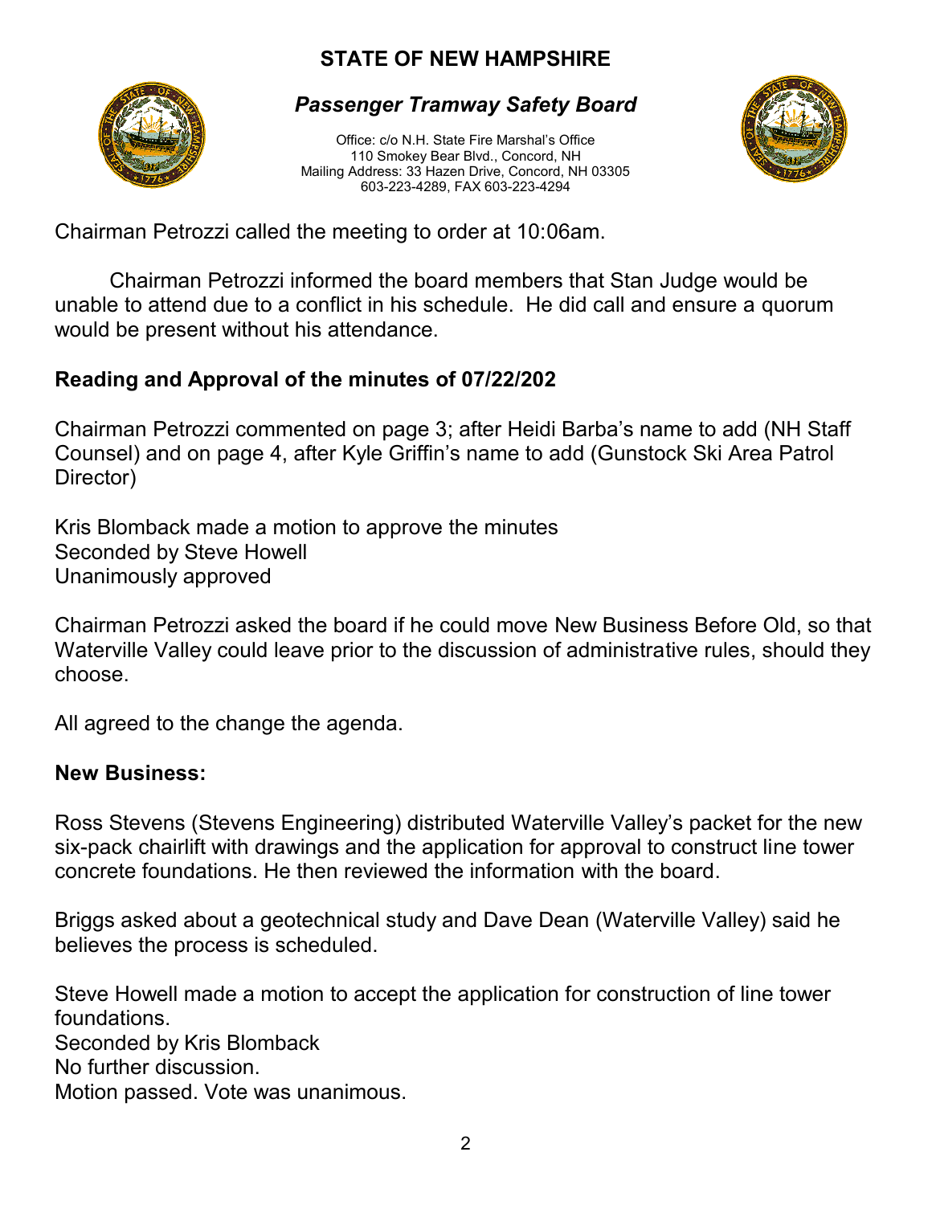# STATE OF NEW HAMPSHIRE

## *Passenger Tramway Safety Board*

Office: c/o N.H. State Fire Marshal's Office
110 Smokey Bear Blvd., Concord, NH
Mailing Address: 33 Hazen Drive, Concord, NH 03305
603-223-4289, FAX 603-223-4294

Chairman Petrozzi called the meeting to order at 10:06am.

Chairman Petrozzi informed the board members that Stan Judge would be unable to attend due to a conflict in his schedule. He did call and ensure a quorum would be present without his attendance.

**Reading and Approval of the minutes of 07/22/202**

Chairman Petrozzi commented on page 3; after Heidi Barba's name to add (NH Staff Counsel) and on page 4, after Kyle Griffin's name to add (Gunstock Ski Area Patrol Director)

Kris Blomback made a motion to approve the minutes
Seconded by Steve Howell
Unanimously approved

Chairman Petrozzi asked the board if he could move New Business Before Old, so that Waterville Valley could leave prior to the discussion of administrative rules, should they choose.

All agreed to the change the agenda.

**New Business:**

Ross Stevens (Stevens Engineering) distributed Waterville Valley's packet for the new six-pack chairlift with drawings and the application for approval to construct line tower concrete foundations. He then reviewed the information with the board.

Briggs asked about a geotechnical study and Dave Dean (Waterville Valley) said he believes the process is scheduled.

Steve Howell made a motion to accept the application for construction of line tower foundations.
Seconded by Kris Blomback
No further discussion.
Motion passed. Vote was unanimous.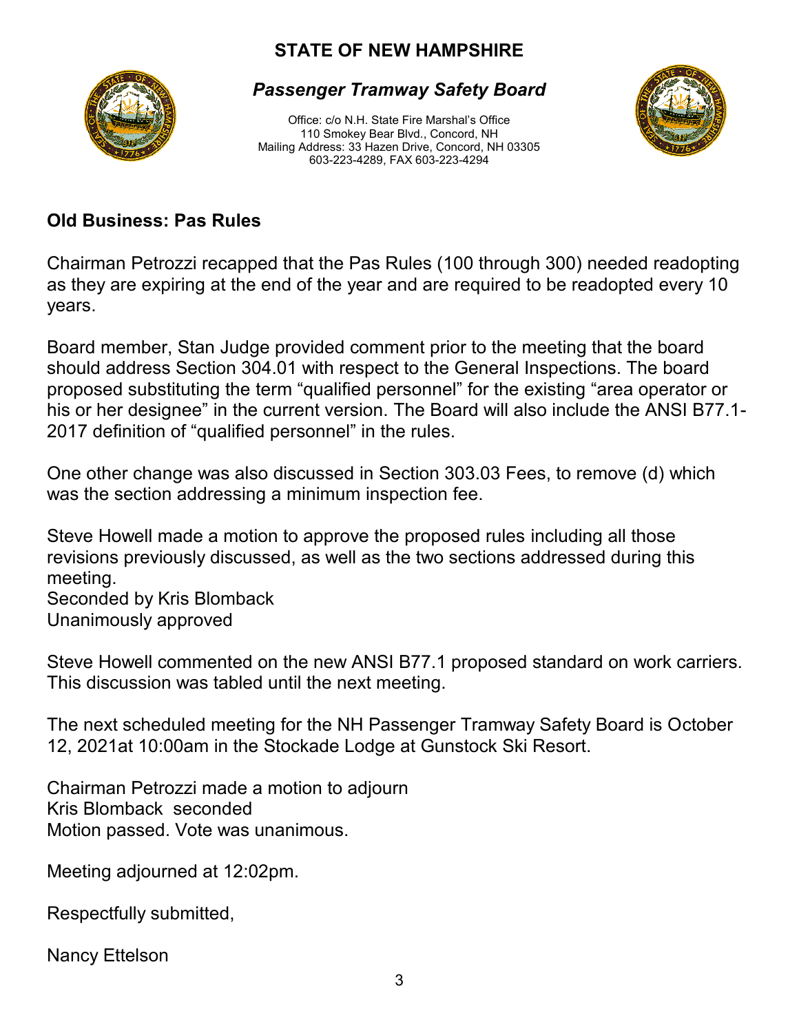# STATE OF NEW HAMPSHIRE

## *Passenger Tramway Safety Board*

Office: c/o N.H. State Fire Marshal's Office
110 Smokey Bear Blvd., Concord, NH
Mailing Address: 33 Hazen Drive, Concord, NH 03305
603-223-4289, FAX 603-223-4294

**Old Business: Pas Rules**

Chairman Petrozzi recapped that the Pas Rules (100 through 300) needed readopting as they are expiring at the end of the year and are required to be readopted every 10 years.

Board member, Stan Judge provided comment prior to the meeting that the board should address Section 304.01 with respect to the General Inspections. The board proposed substituting the term "qualified personnel" for the existing "area operator or his or her designee" in the current version. The Board will also include the ANSI B77.1-2017 definition of "qualified personnel" in the rules.

One other change was also discussed in Section 303.03 Fees, to remove (d) which was the section addressing a minimum inspection fee.

Steve Howell made a motion to approve the proposed rules including all those revisions previously discussed, as well as the two sections addressed during this meeting.
Seconded by Kris Blomback
Unanimously approved

Steve Howell commented on the new ANSI B77.1 proposed standard on work carriers. This discussion was tabled until the next meeting.

The next scheduled meeting for the NH Passenger Tramway Safety Board is October 12, 2021at 10:00am in the Stockade Lodge at Gunstock Ski Resort.

Chairman Petrozzi made a motion to adjourn
Kris Blomback seconded
Motion passed. Vote was unanimous.

Meeting adjourned at 12:02pm.

Respectfully submitted,

Nancy Ettelson